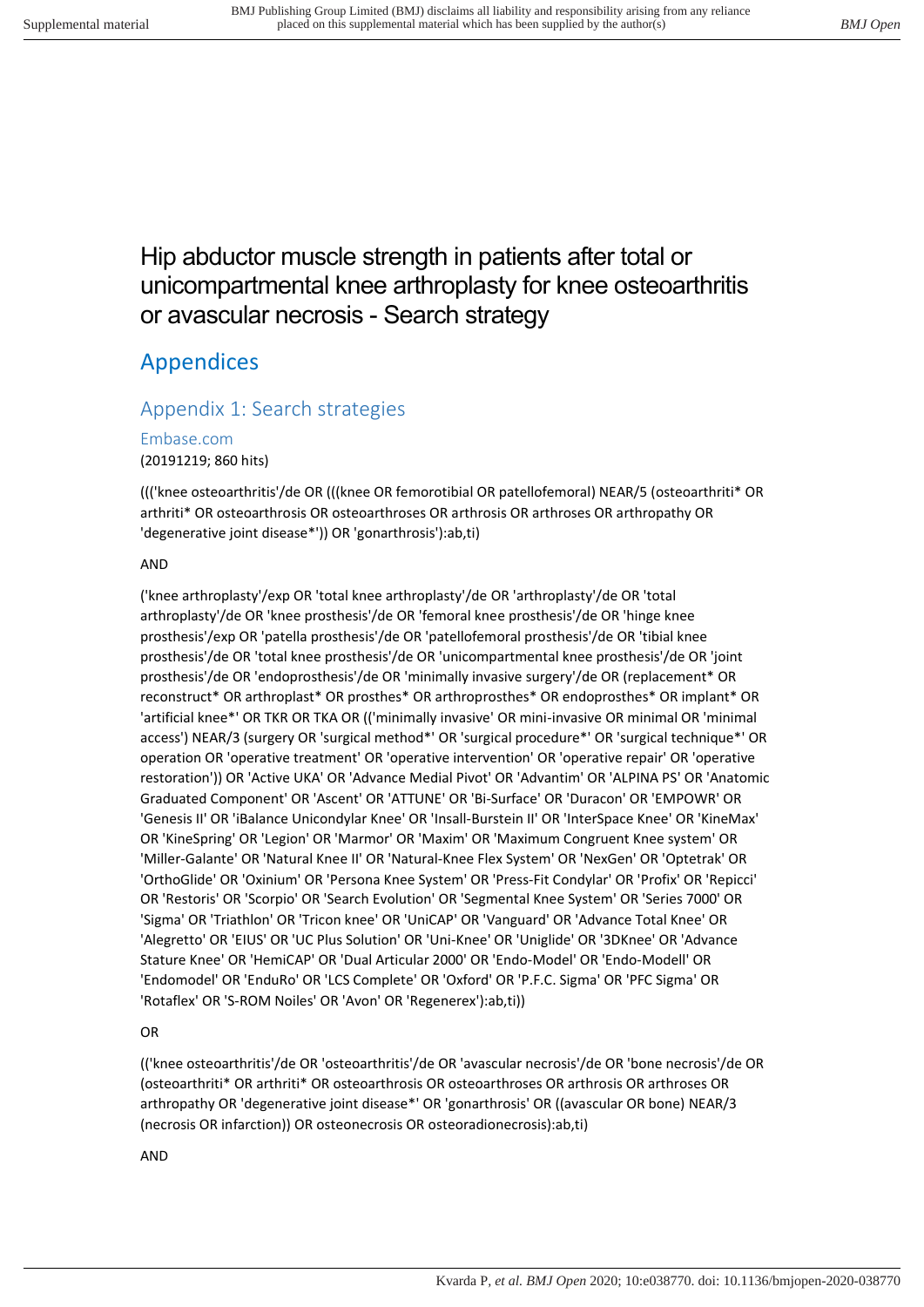# Hip abductor muscle strength in patients after total or unicompartmental knee arthroplasty for knee osteoarthritis or avascular necrosis - Search strategy

## Appendices

### Appendix 1: Search strategies

#### Embase.com

(20191219; 860 hits)

((('knee osteoarthritis'/de OR (((knee OR femorotibial OR patellofemoral) NEAR/5 (osteoarthriti* OR arthriti* OR osteoarthrosis OR osteoarthroses OR arthrosis OR arthroses OR arthropathy OR 'degenerative joint disease*')) OR 'gonarthrosis'):ab,ti)

AND

('knee arthroplasty'/exp OR 'total knee arthroplasty'/de OR 'arthroplasty'/de OR 'total arthroplasty'/de OR 'knee prosthesis'/de OR 'femoral knee prosthesis'/de OR 'hinge knee prosthesis'/exp OR 'patella prosthesis'/de OR 'patellofemoral prosthesis'/de OR 'tibial knee prosthesis'/de OR 'total knee prosthesis'/de OR 'unicompartmental knee prosthesis'/de OR 'joint prosthesis'/de OR 'endoprosthesis'/de OR 'minimally invasive surgery'/de OR (replacement* OR reconstruct* OR arthroplast* OR prosthes* OR arthroprosthes* OR endoprosthes* OR implant* OR 'artificial knee*' OR TKR OR TKA OR (('minimally invasive' OR mini-invasive OR minimal OR 'minimal access') NEAR/3 (surgery OR 'surgical method*' OR 'surgical procedure*' OR 'surgical technique*' OR operation OR 'operative treatment' OR 'operative intervention' OR 'operative repair' OR 'operative restoration')) OR 'Active UKA' OR 'Advance Medial Pivot' OR 'Advantim' OR 'ALPINA PS' OR 'Anatomic Graduated Component' OR 'Ascent' OR 'ATTUNE' OR 'Bi-Surface' OR 'Duracon' OR 'EMPOWR' OR 'Genesis II' OR 'iBalance Unicondylar Knee' OR 'Insall-Burstein II' OR 'InterSpace Knee' OR 'KineMax' OR 'KineSpring' OR 'Legion' OR 'Marmor' OR 'Maxim' OR 'Maximum Congruent Knee system' OR 'Miller-Galante' OR 'Natural Knee II' OR 'Natural-Knee Flex System' OR 'NexGen' OR 'Optetrak' OR 'OrthoGlide' OR 'Oxinium' OR 'Persona Knee System' OR 'Press-Fit Condylar' OR 'Profix' OR 'Repicci' OR 'Restoris' OR 'Scorpio' OR 'Search Evolution' OR 'Segmental Knee System' OR 'Series 7000' OR 'Sigma' OR 'Triathlon' OR 'Tricon knee' OR 'UniCAP' OR 'Vanguard' OR 'Advance Total Knee' OR 'Alegretto' OR 'EIUS' OR 'UC Plus Solution' OR 'Uni-Knee' OR 'Uniglide' OR '3DKnee' OR 'Advance Stature Knee' OR 'HemiCAP' OR 'Dual Articular 2000' OR 'Endo-Model' OR 'Endo-Modell' OR 'Endomodel' OR 'EnduRo' OR 'LCS Complete' OR 'Oxford' OR 'P.F.C. Sigma' OR 'PFC Sigma' OR 'Rotaflex' OR 'S-ROM Noiles' OR 'Avon' OR 'Regenerex'):ab,ti))

OR

(('knee osteoarthritis'/de OR 'osteoarthritis'/de OR 'avascular necrosis'/de OR 'bone necrosis'/de OR (osteoarthriti* OR arthriti* OR osteoarthrosis OR osteoarthroses OR arthrosis OR arthroses OR arthropathy OR 'degenerative joint disease*' OR 'gonarthrosis' OR ((avascular OR bone) NEAR/3 (necrosis OR infarction)) OR osteonecrosis OR osteoradionecrosis):ab,ti)

AND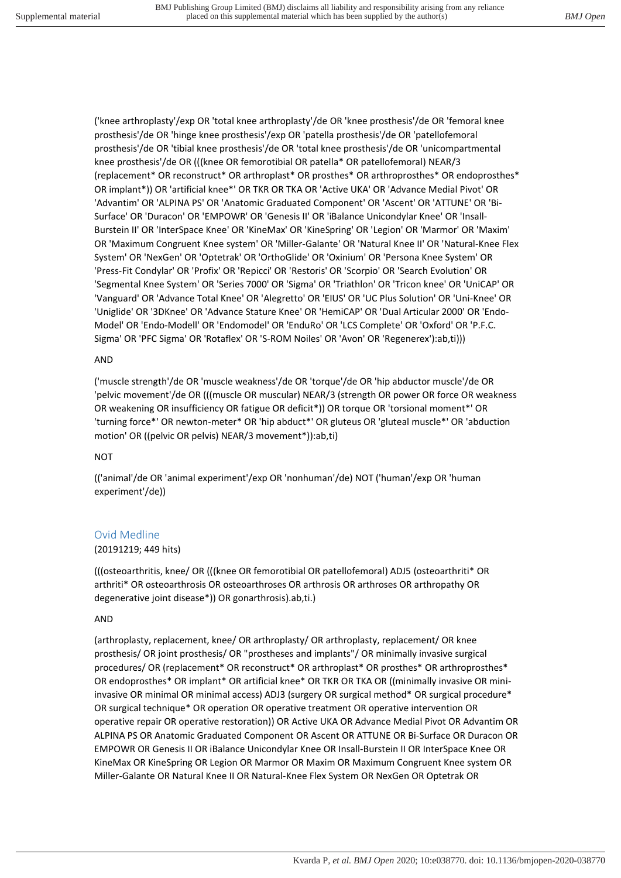('knee arthroplasty'/exp OR 'total knee arthroplasty'/de OR 'knee prosthesis'/de OR 'femoral knee prosthesis'/de OR 'hinge knee prosthesis'/exp OR 'patella prosthesis'/de OR 'patellofemoral prosthesis'/de OR 'tibial knee prosthesis'/de OR 'total knee prosthesis'/de OR 'unicompartmental knee prosthesis'/de OR (((knee OR femorotibial OR patella* OR patellofemoral) NEAR/3 (replacement* OR reconstruct* OR arthroplast* OR prosthes* OR arthroprosthes* OR endoprosthes* OR implant*)) OR 'artificial knee*' OR TKR OR TKA OR 'Active UKA' OR 'Advance Medial Pivot' OR 'Advantim' OR 'ALPINA PS' OR 'Anatomic Graduated Component' OR 'Ascent' OR 'ATTUNE' OR 'Bi-Surface' OR 'Duracon' OR 'EMPOWR' OR 'Genesis II' OR 'iBalance Unicondylar Knee' OR 'Insall-Burstein II' OR 'InterSpace Knee' OR 'KineMax' OR 'KineSpring' OR 'Legion' OR 'Marmor' OR 'Maxim' OR 'Maximum Congruent Knee system' OR 'Miller-Galante' OR 'Natural Knee II' OR 'Natural-Knee Flex System' OR 'NexGen' OR 'Optetrak' OR 'OrthoGlide' OR 'Oxinium' OR 'Persona Knee System' OR 'Press-Fit Condylar' OR 'Profix' OR 'Repicci' OR 'Restoris' OR 'Scorpio' OR 'Search Evolution' OR 'Segmental Knee System' OR 'Series 7000' OR 'Sigma' OR 'Triathlon' OR 'Tricon knee' OR 'UniCAP' OR 'Vanguard' OR 'Advance Total Knee' OR 'Alegretto' OR 'EIUS' OR 'UC Plus Solution' OR 'Uni-Knee' OR 'Uniglide' OR '3DKnee' OR 'Advance Stature Knee' OR 'HemiCAP' OR 'Dual Articular 2000' OR 'Endo-Model' OR 'Endo-Modell' OR 'Endomodel' OR 'EnduRo' OR 'LCS Complete' OR 'Oxford' OR 'P.F.C. Sigma' OR 'PFC Sigma' OR 'Rotaflex' OR 'S-ROM Noiles' OR 'Avon' OR 'Regenerex'):ab,ti)))

AND

('muscle strength'/de OR 'muscle weakness'/de OR 'torque'/de OR 'hip abductor muscle'/de OR 'pelvic movement'/de OR (((muscle OR muscular) NEAR/3 (strength OR power OR force OR weakness OR weakening OR insufficiency OR fatigue OR deficit*)) OR torque OR 'torsional moment*' OR 'turning force*' OR newton-meter* OR 'hip abduct*' OR gluteus OR 'gluteal muscle*' OR 'abduction motion' OR ((pelvic OR pelvis) NEAR/3 movement*)):ab,ti)

NOT

(('animal'/de OR 'animal experiment'/exp OR 'nonhuman'/de) NOT ('human'/exp OR 'human experiment'/de))

## Ovid Medline

(20191219; 449 hits)

(((osteoarthritis, knee/ OR (((knee OR femorotibial OR patellofemoral) ADJ5 (osteoarthriti* OR arthriti* OR osteoarthrosis OR osteoarthroses OR arthrosis OR arthroses OR arthropathy OR degenerative joint disease*)) OR gonarthrosis).ab,ti.)

AND

(arthroplasty, replacement, knee/ OR arthroplasty/ OR arthroplasty, replacement/ OR knee prosthesis/ OR joint prosthesis/ OR "prostheses and implants"/ OR minimally invasive surgical procedures/ OR (replacement* OR reconstruct* OR arthroplast* OR prosthes* OR arthroprosthes* OR endoprosthes* OR implant* OR artificial knee* OR TKR OR TKA OR ((minimally invasive OR mini-invasive OR minimal OR minimal access) ADJ3 (surgery OR surgical method* OR surgical procedure* OR surgical technique* OR operation OR operative treatment OR operative intervention OR operative repair OR operative restoration)) OR Active UKA OR Advance Medial Pivot OR Advantim OR ALPINA PS OR Anatomic Graduated Component OR Ascent OR ATTUNE OR Bi-Surface OR Duracon OR EMPOWR OR Genesis II OR iBalance Unicondylar Knee OR Insall-Burstein II OR InterSpace Knee OR KineMax OR KineSpring OR Legion OR Marmor OR Maxim OR Maximum Congruent Knee system OR Miller-Galante OR Natural Knee II OR Natural-Knee Flex System OR NexGen OR Optetrak OR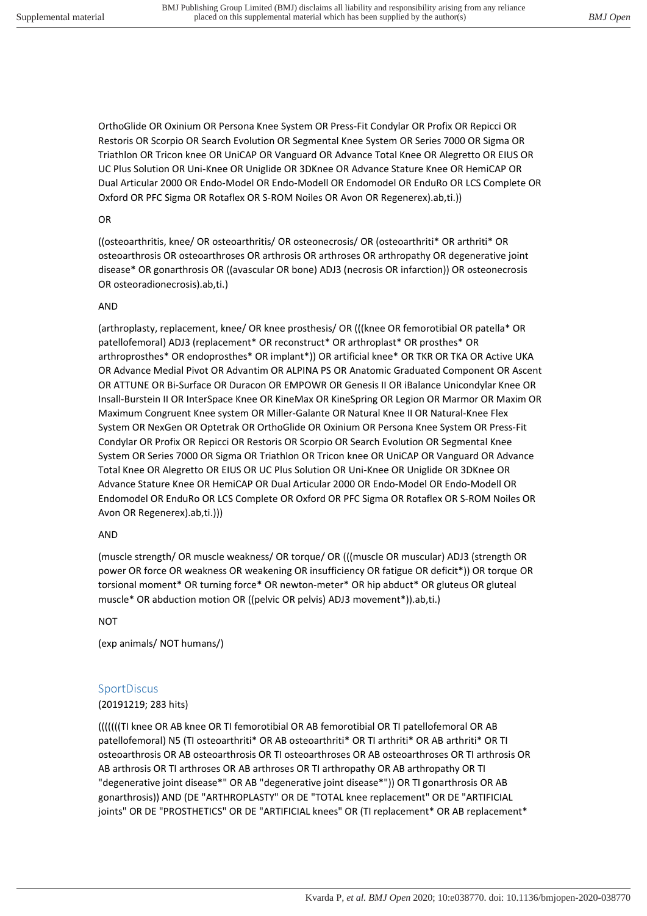OrthoGlide OR Oxinium OR Persona Knee System OR Press-Fit Condylar OR Profix OR Repicci OR Restoris OR Scorpio OR Search Evolution OR Segmental Knee System OR Series 7000 OR Sigma OR Triathlon OR Tricon knee OR UniCAP OR Vanguard OR Advance Total Knee OR Alegretto OR EIUS OR UC Plus Solution OR Uni-Knee OR Uniglide OR 3DKnee OR Advance Stature Knee OR HemiCAP OR Dual Articular 2000 OR Endo-Model OR Endo-Modell OR Endomodel OR EnduRo OR LCS Complete OR Oxford OR PFC Sigma OR Rotaflex OR S-ROM Noiles OR Avon OR Regenerex).ab,ti.))

OR

((osteoarthritis, knee/ OR osteoarthritis/ OR osteonecrosis/ OR (osteoarthriti* OR arthriti* OR osteoarthrosis OR osteoarthroses OR arthrosis OR arthroses OR arthropathy OR degenerative joint disease* OR gonarthrosis OR ((avascular OR bone) ADJ3 (necrosis OR infarction)) OR osteonecrosis OR osteoradionecrosis).ab,ti.)

AND

(arthroplasty, replacement, knee/ OR knee prosthesis/ OR (((knee OR femorotibial OR patella* OR patellofemoral) ADJ3 (replacement* OR reconstruct* OR arthroplast* OR prosthes* OR arthroprosthes* OR endoprosthes* OR implant*)) OR artificial knee* OR TKR OR TKA OR Active UKA OR Advance Medial Pivot OR Advantim OR ALPINA PS OR Anatomic Graduated Component OR Ascent OR ATTUNE OR Bi-Surface OR Duracon OR EMPOWR OR Genesis II OR iBalance Unicondylar Knee OR Insall-Burstein II OR InterSpace Knee OR KineMax OR KineSpring OR Legion OR Marmor OR Maxim OR Maximum Congruent Knee system OR Miller-Galante OR Natural Knee II OR Natural-Knee Flex System OR NexGen OR Optetrak OR OrthoGlide OR Oxinium OR Persona Knee System OR Press-Fit Condylar OR Profix OR Repicci OR Restoris OR Scorpio OR Search Evolution OR Segmental Knee System OR Series 7000 OR Sigma OR Triathlon OR Tricon knee OR UniCAP OR Vanguard OR Advance Total Knee OR Alegretto OR EIUS OR UC Plus Solution OR Uni-Knee OR Uniglide OR 3DKnee OR Advance Stature Knee OR HemiCAP OR Dual Articular 2000 OR Endo-Model OR Endo-Modell OR Endomodel OR EnduRo OR LCS Complete OR Oxford OR PFC Sigma OR Rotaflex OR S-ROM Noiles OR Avon OR Regenerex).ab,ti.)))

AND

(muscle strength/ OR muscle weakness/ OR torque/ OR (((muscle OR muscular) ADJ3 (strength OR power OR force OR weakness OR weakening OR insufficiency OR fatigue OR deficit*)) OR torque OR torsional moment* OR turning force* OR newton-meter* OR hip abduct* OR gluteus OR gluteal muscle* OR abduction motion OR ((pelvic OR pelvis) ADJ3 movement*)).ab,ti.)

NOT

(exp animals/ NOT humans/)

## SportDiscus

(20191219; 283 hits)

((((((TI knee OR AB knee OR TI femorotibial OR AB femorotibial OR TI patellofemoral OR AB patellofemoral) N5 (TI osteoarthriti* OR AB osteoarthriti* OR TI arthriti* OR AB arthriti* OR TI osteoarthrosis OR AB osteoarthrosis OR TI osteoarthroses OR AB osteoarthroses OR TI arthrosis OR AB arthrosis OR TI arthroses OR AB arthroses OR TI arthropathy OR AB arthropathy OR TI "degenerative joint disease*" OR AB "degenerative joint disease*")) OR TI gonarthrosis OR AB gonarthrosis)) AND (DE "ARTHROPLASTY" OR DE "TOTAL knee replacement" OR DE "ARTIFICIAL joints" OR DE "PROSTHETICS" OR DE "ARTIFICIAL knees" OR (TI replacement* OR AB replacement*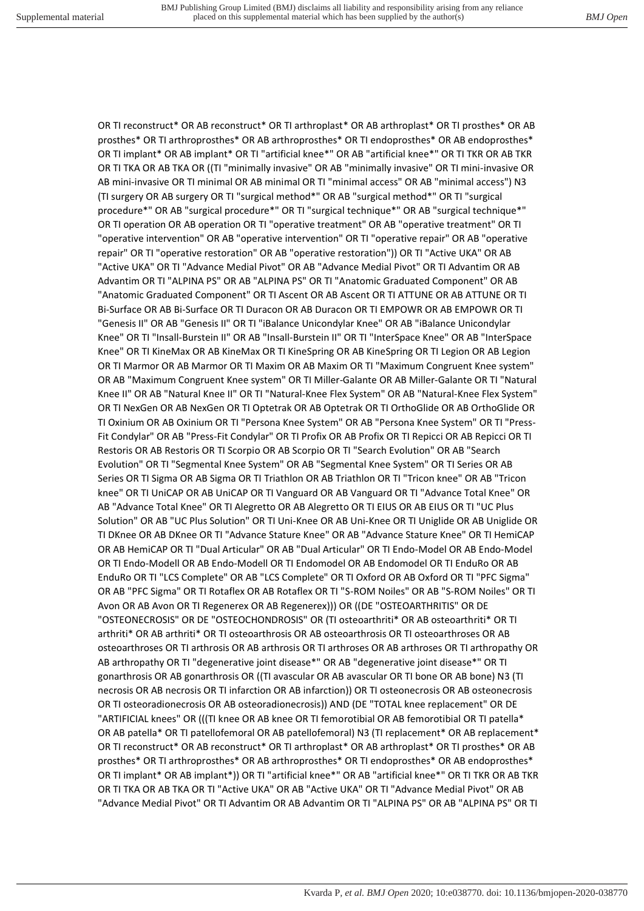OR TI reconstruct* OR AB reconstruct* OR TI arthroplast* OR AB arthroplast* OR TI prosthes* OR AB prosthes* OR TI arthroprosthes* OR AB arthroprosthes* OR TI endoprosthes* OR AB endoprosthes* OR TI implant* OR AB implant* OR TI "artificial knee*" OR AB "artificial knee*" OR TI TKR OR AB TKR OR TI TKA OR AB TKA OR ((TI "minimally invasive" OR AB "minimally invasive" OR TI mini-invasive OR AB mini-invasive OR TI minimal OR AB minimal OR TI "minimal access" OR AB "minimal access") N3 (TI surgery OR AB surgery OR TI "surgical method*" OR AB "surgical method*" OR TI "surgical procedure*" OR AB "surgical procedure*" OR TI "surgical technique*" OR AB "surgical technique*" OR TI operation OR AB operation OR TI "operative treatment" OR AB "operative treatment" OR TI "operative intervention" OR AB "operative intervention" OR TI "operative repair" OR AB "operative repair" OR TI "operative restoration" OR AB "operative restoration")) OR TI "Active UKA" OR AB "Active UKA" OR TI "Advance Medial Pivot" OR AB "Advance Medial Pivot" OR TI Advantim OR AB Advantim OR TI "ALPINA PS" OR AB "ALPINA PS" OR TI "Anatomic Graduated Component" OR AB "Anatomic Graduated Component" OR TI Ascent OR AB Ascent OR TI ATTUNE OR AB ATTUNE OR TI Bi-Surface OR AB Bi-Surface OR TI Duracon OR AB Duracon OR TI EMPOWR OR AB EMPOWR OR TI "Genesis II" OR AB "Genesis II" OR TI "iBalance Unicondylar Knee" OR AB "iBalance Unicondylar Knee" OR TI "Insall-Burstein II" OR AB "Insall-Burstein II" OR TI "InterSpace Knee" OR AB "InterSpace Knee" OR TI KineMax OR AB KineMax OR TI KineSpring OR AB KineSpring OR TI Legion OR AB Legion OR TI Marmor OR AB Marmor OR TI Maxim OR AB Maxim OR TI "Maximum Congruent Knee system" OR AB "Maximum Congruent Knee system" OR TI Miller-Galante OR AB Miller-Galante OR TI "Natural Knee II" OR AB "Natural Knee II" OR TI "Natural-Knee Flex System" OR AB "Natural-Knee Flex System" OR TI NexGen OR AB NexGen OR TI Optetrak OR AB Optetrak OR TI OrthoGlide OR AB OrthoGlide OR TI Oxinium OR AB Oxinium OR TI "Persona Knee System" OR AB "Persona Knee System" OR TI "Press-Fit Condylar" OR AB "Press-Fit Condylar" OR TI Profix OR AB Profix OR TI Repicci OR AB Repicci OR TI Restoris OR AB Restoris OR TI Scorpio OR AB Scorpio OR TI "Search Evolution" OR AB "Search Evolution" OR TI "Segmental Knee System" OR AB "Segmental Knee System" OR TI Series OR AB Series OR TI Sigma OR AB Sigma OR TI Triathlon OR AB Triathlon OR TI "Tricon knee" OR AB "Tricon knee" OR TI UniCAP OR AB UniCAP OR TI Vanguard OR AB Vanguard OR TI "Advance Total Knee" OR AB "Advance Total Knee" OR TI Alegretto OR AB Alegretto OR TI EIUS OR AB EIUS OR TI "UC Plus Solution" OR AB "UC Plus Solution" OR TI Uni-Knee OR AB Uni-Knee OR TI Uniglide OR AB Uniglide OR TI DKnee OR AB DKnee OR TI "Advance Stature Knee" OR AB "Advance Stature Knee" OR TI HemiCAP OR AB HemiCAP OR TI "Dual Articular" OR AB "Dual Articular" OR TI Endo-Model OR AB Endo-Model OR TI Endo-Modell OR AB Endo-Modell OR TI Endomodel OR AB Endomodel OR TI EnduRo OR AB EnduRo OR TI "LCS Complete" OR AB "LCS Complete" OR TI Oxford OR AB Oxford OR TI "PFC Sigma" OR AB "PFC Sigma" OR TI Rotaflex OR AB Rotaflex OR TI "S-ROM Noiles" OR AB "S-ROM Noiles" OR TI Avon OR AB Avon OR TI Regenerex OR AB Regenerex))) OR ((DE "OSTEOARTHRITIS" OR DE "OSTEONECROSIS" OR DE "OSTEOCHONDROSIS" OR (TI osteoarthriti* OR AB osteoarthriti* OR TI arthriti* OR AB arthriti* OR TI osteoarthrosis OR AB osteoarthrosis OR TI osteoarthroses OR AB osteoarthroses OR TI arthrosis OR AB arthrosis OR TI arthroses OR AB arthroses OR TI arthropathy OR AB arthropathy OR TI "degenerative joint disease*" OR AB "degenerative joint disease*" OR TI gonarthrosis OR AB gonarthrosis OR ((TI avascular OR AB avascular OR TI bone OR AB bone) N3 (TI necrosis OR AB necrosis OR TI infarction OR AB infarction)) OR TI osteonecrosis OR AB osteonecrosis OR TI osteoradionecrosis OR AB osteoradionecrosis)) AND (DE "TOTAL knee replacement" OR DE "ARTIFICIAL knees" OR (((TI knee OR AB knee OR TI femorotibial OR AB femorotibial OR TI patella* OR AB patella* OR TI patellofemoral OR AB patellofemoral) N3 (TI replacement* OR AB replacement* OR TI reconstruct* OR AB reconstruct* OR TI arthroplast* OR AB arthroplast* OR TI prosthes* OR AB prosthes* OR TI arthroprosthes* OR AB arthroprosthes* OR TI endoprosthes* OR AB endoprosthes* OR TI implant* OR AB implant*)) OR TI "artificial knee*" OR AB "artificial knee*" OR TI TKR OR AB TKR OR TI TKA OR AB TKA OR TI "Active UKA" OR AB "Active UKA" OR TI "Advance Medial Pivot" OR AB "Advance Medial Pivot" OR TI Advantim OR AB Advantim OR TI "ALPINA PS" OR AB "ALPINA PS" OR TI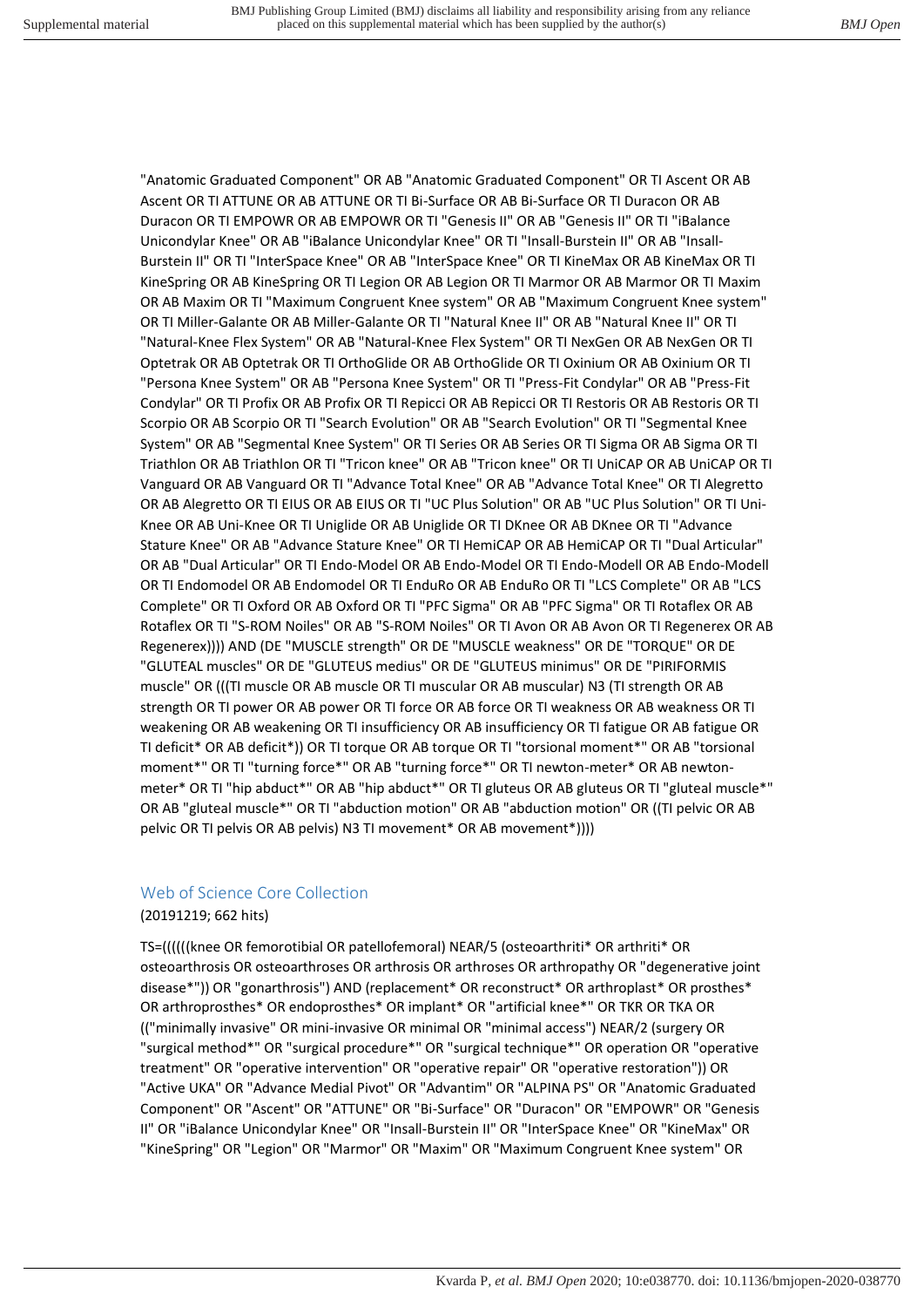"Anatomic Graduated Component" OR AB "Anatomic Graduated Component" OR TI Ascent OR AB Ascent OR TI ATTUNE OR AB ATTUNE OR TI Bi-Surface OR AB Bi-Surface OR TI Duracon OR AB Duracon OR TI EMPOWR OR AB EMPOWR OR TI "Genesis II" OR AB "Genesis II" OR TI "iBalance Unicondylar Knee" OR AB "iBalance Unicondylar Knee" OR TI "Insall-Burstein II" OR AB "Insall-Burstein II" OR TI "InterSpace Knee" OR AB "InterSpace Knee" OR TI KineMax OR AB KineMax OR TI KineSpring OR AB KineSpring OR TI Legion OR AB Legion OR TI Marmor OR AB Marmor OR TI Maxim OR AB Maxim OR TI "Maximum Congruent Knee system" OR AB "Maximum Congruent Knee system" OR TI Miller-Galante OR AB Miller-Galante OR TI "Natural Knee II" OR AB "Natural Knee II" OR TI "Natural-Knee Flex System" OR AB "Natural-Knee Flex System" OR TI NexGen OR AB NexGen OR TI Optetrak OR AB Optetrak OR TI OrthoGlide OR AB OrthoGlide OR TI Oxinium OR AB Oxinium OR TI "Persona Knee System" OR AB "Persona Knee System" OR TI "Press-Fit Condylar" OR AB "Press-Fit Condylar" OR TI Profix OR AB Profix OR TI Repicci OR AB Repicci OR TI Restoris OR AB Restoris OR TI Scorpio OR AB Scorpio OR TI "Search Evolution" OR AB "Search Evolution" OR TI "Segmental Knee System" OR AB "Segmental Knee System" OR TI Series OR AB Series OR TI Sigma OR AB Sigma OR TI Triathlon OR AB Triathlon OR TI "Tricon knee" OR AB "Tricon knee" OR TI UniCAP OR AB UniCAP OR TI Vanguard OR AB Vanguard OR TI "Advance Total Knee" OR AB "Advance Total Knee" OR TI Alegretto OR AB Alegretto OR TI EIUS OR AB EIUS OR TI "UC Plus Solution" OR AB "UC Plus Solution" OR TI Uni-Knee OR AB Uni-Knee OR TI Uniglide OR AB Uniglide OR TI DKnee OR AB DKnee OR TI "Advance Stature Knee" OR AB "Advance Stature Knee" OR TI HemiCAP OR AB HemiCAP OR TI "Dual Articular" OR AB "Dual Articular" OR TI Endo-Model OR AB Endo-Model OR TI Endo-Modell OR AB Endo-Modell OR TI Endomodel OR AB Endomodel OR TI EnduRo OR AB EnduRo OR TI "LCS Complete" OR AB "LCS Complete" OR TI Oxford OR AB Oxford OR TI "PFC Sigma" OR AB "PFC Sigma" OR TI Rotaflex OR AB Rotaflex OR TI "S-ROM Noiles" OR AB "S-ROM Noiles" OR TI Avon OR AB Avon OR TI Regenerex OR AB Regenerex)))) AND (DE "MUSCLE strength" OR DE "MUSCLE weakness" OR DE "TORQUE" OR DE "GLUTEAL muscles" OR DE "GLUTEUS medius" OR DE "GLUTEUS minimus" OR DE "PIRIFORMIS muscle" OR (((TI muscle OR AB muscle OR TI muscular OR AB muscular) N3 (TI strength OR AB strength OR TI power OR AB power OR TI force OR AB force OR TI weakness OR AB weakness OR TI weakening OR AB weakening OR TI insufficiency OR AB insufficiency OR TI fatigue OR AB fatigue OR TI deficit* OR AB deficit*)) OR TI torque OR AB torque OR TI "torsional moment*" OR AB "torsional moment*" OR TI "turning force*" OR AB "turning force*" OR TI newton-meter* OR AB newton-meter* OR TI "hip abduct*" OR AB "hip abduct*" OR TI gluteus OR AB gluteus OR TI "gluteal muscle*" OR AB "gluteal muscle*" OR TI "abduction motion" OR AB "abduction motion" OR ((TI pelvic OR AB pelvic OR TI pelvis OR AB pelvis) N3 TI movement* OR AB movement*))))

## Web of Science Core Collection

(20191219; 662 hits)

TS=((((((knee OR femorotibial OR patellofemoral) NEAR/5 (osteoarthriti* OR arthriti* OR osteoarthrosis OR osteoarthroses OR arthrosis OR arthroses OR arthropathy OR "degenerative joint disease*")) OR "gonarthrosis") AND (replacement* OR reconstruct* OR arthroplast* OR prosthes* OR arthroprosthes* OR endoprosthes* OR implant* OR "artificial knee*" OR TKR OR TKA OR (("minimally invasive" OR mini-invasive OR minimal OR "minimal access") NEAR/2 (surgery OR "surgical method*" OR "surgical procedure*" OR "surgical technique*" OR operation OR "operative treatment" OR "operative intervention" OR "operative repair" OR "operative restoration")) OR "Active UKA" OR "Advance Medial Pivot" OR "Advantim" OR "ALPINA PS" OR "Anatomic Graduated Component" OR "Ascent" OR "ATTUNE" OR "Bi-Surface" OR "Duracon" OR "EMPOWR" OR "Genesis II" OR "iBalance Unicondylar Knee" OR "Insall-Burstein II" OR "InterSpace Knee" OR "KineMax" OR "KineSpring" OR "Legion" OR "Marmor" OR "Maxim" OR "Maximum Congruent Knee system" OR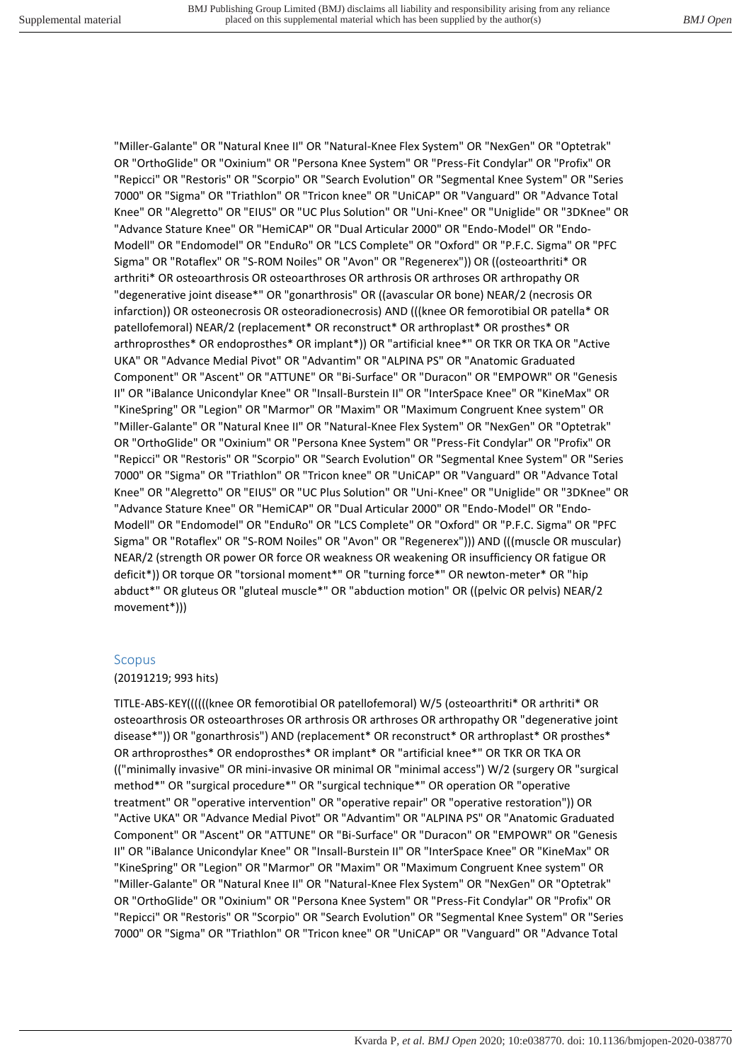"Miller-Galante" OR "Natural Knee II" OR "Natural-Knee Flex System" OR "NexGen" OR "Optetrak" OR "OrthoGlide" OR "Oxinium" OR "Persona Knee System" OR "Press-Fit Condylar" OR "Profix" OR "Repicci" OR "Restoris" OR "Scorpio" OR "Search Evolution" OR "Segmental Knee System" OR "Series 7000" OR "Sigma" OR "Triathlon" OR "Tricon knee" OR "UniCAP" OR "Vanguard" OR "Advance Total Knee" OR "Alegretto" OR "EIUS" OR "UC Plus Solution" OR "Uni-Knee" OR "Uniglide" OR "3DKnee" OR "Advance Stature Knee" OR "HemiCAP" OR "Dual Articular 2000" OR "Endo-Model" OR "Endo-Modell" OR "Endomodel" OR "EnduRo" OR "LCS Complete" OR "Oxford" OR "P.F.C. Sigma" OR "PFC Sigma" OR "Rotaflex" OR "S-ROM Noiles" OR "Avon" OR "Regenerex")) OR ((osteoarthriti* OR arthriti* OR osteoarthrosis OR osteoarthroses OR arthrosis OR arthroses OR arthropathy OR "degenerative joint disease*" OR "gonarthrosis" OR ((avascular OR bone) NEAR/2 (necrosis OR infarction)) OR osteonecrosis OR osteoradionecrosis) AND (((knee OR femorotibial OR patella* OR patellofemoral) NEAR/2 (replacement* OR reconstruct* OR arthroplast* OR prosthes* OR arthroprosthes* OR endoprosthes* OR implant*)) OR "artificial knee*" OR TKR OR TKA OR "Active UKA" OR "Advance Medial Pivot" OR "Advantim" OR "ALPINA PS" OR "Anatomic Graduated Component" OR "Ascent" OR "ATTUNE" OR "Bi-Surface" OR "Duracon" OR "EMPOWR" OR "Genesis II" OR "iBalance Unicondylar Knee" OR "Insall-Burstein II" OR "InterSpace Knee" OR "KineMax" OR "KineSpring" OR "Legion" OR "Marmor" OR "Maxim" OR "Maximum Congruent Knee system" OR "Miller-Galante" OR "Natural Knee II" OR "Natural-Knee Flex System" OR "NexGen" OR "Optetrak" OR "OrthoGlide" OR "Oxinium" OR "Persona Knee System" OR "Press-Fit Condylar" OR "Profix" OR "Repicci" OR "Restoris" OR "Scorpio" OR "Search Evolution" OR "Segmental Knee System" OR "Series 7000" OR "Sigma" OR "Triathlon" OR "Tricon knee" OR "UniCAP" OR "Vanguard" OR "Advance Total Knee" OR "Alegretto" OR "EIUS" OR "UC Plus Solution" OR "Uni-Knee" OR "Uniglide" OR "3DKnee" OR "Advance Stature Knee" OR "HemiCAP" OR "Dual Articular 2000" OR "Endo-Model" OR "Endo-Modell" OR "Endomodel" OR "EnduRo" OR "LCS Complete" OR "Oxford" OR "P.F.C. Sigma" OR "PFC Sigma" OR "Rotaflex" OR "S-ROM Noiles" OR "Avon" OR "Regenerex"))) AND (((muscle OR muscular) NEAR/2 (strength OR power OR force OR weakness OR weakening OR insufficiency OR fatigue OR deficit*)) OR torque OR "torsional moment*" OR "turning force*" OR newton-meter* OR "hip abduct*" OR gluteus OR "gluteal muscle*" OR "abduction motion" OR ((pelvic OR pelvis) NEAR/2 movement*)))

## Scopus

(20191219; 993 hits)

TITLE-ABS-KEY((((((knee OR femorotibial OR patellofemoral) W/5 (osteoarthriti* OR arthriti* OR osteoarthrosis OR osteoarthroses OR arthrosis OR arthroses OR arthropathy OR "degenerative joint disease*")) OR "gonarthrosis") AND (replacement* OR reconstruct* OR arthroplast* OR prosthes* OR arthroprosthes* OR endoprosthes* OR implant* OR "artificial knee*" OR TKR OR TKA OR (("minimally invasive" OR mini-invasive OR minimal OR "minimal access") W/2 (surgery OR "surgical method*" OR "surgical procedure*" OR "surgical technique*" OR operation OR "operative treatment" OR "operative intervention" OR "operative repair" OR "operative restoration")) OR "Active UKA" OR "Advance Medial Pivot" OR "Advantim" OR "ALPINA PS" OR "Anatomic Graduated Component" OR "Ascent" OR "ATTUNE" OR "Bi-Surface" OR "Duracon" OR "EMPOWR" OR "Genesis II" OR "iBalance Unicondylar Knee" OR "Insall-Burstein II" OR "InterSpace Knee" OR "KineMax" OR "KineSpring" OR "Legion" OR "Marmor" OR "Maxim" OR "Maximum Congruent Knee system" OR "Miller-Galante" OR "Natural Knee II" OR "Natural-Knee Flex System" OR "NexGen" OR "Optetrak" OR "OrthoGlide" OR "Oxinium" OR "Persona Knee System" OR "Press-Fit Condylar" OR "Profix" OR "Repicci" OR "Restoris" OR "Scorpio" OR "Search Evolution" OR "Segmental Knee System" OR "Series 7000" OR "Sigma" OR "Triathlon" OR "Tricon knee" OR "UniCAP" OR "Vanguard" OR "Advance Total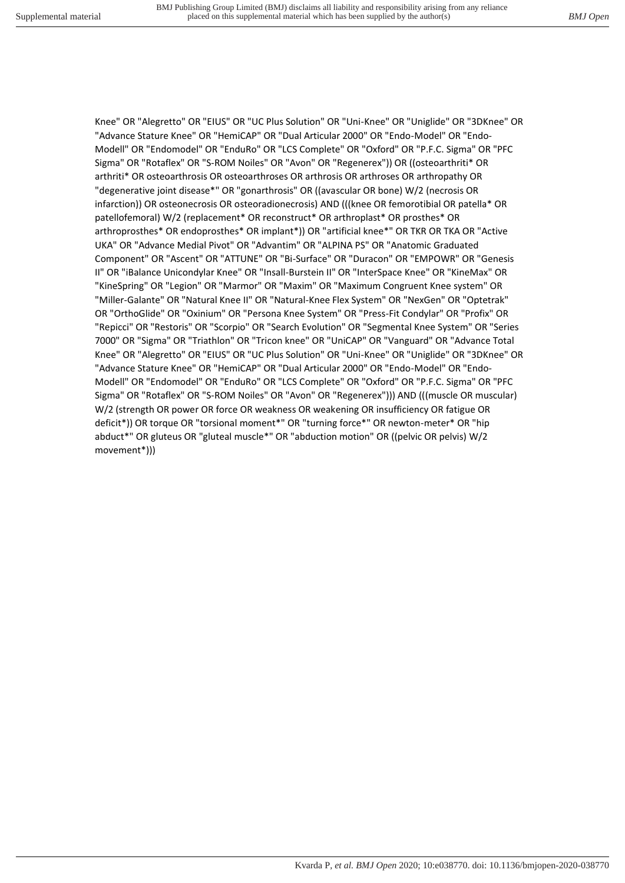Knee" OR "Alegretto" OR "EIUS" OR "UC Plus Solution" OR "Uni-Knee" OR "Uniglide" OR "3DKnee" OR "Advance Stature Knee" OR "HemiCAP" OR "Dual Articular 2000" OR "Endo-Model" OR "Endo-Modell" OR "Endomodel" OR "EnduRo" OR "LCS Complete" OR "Oxford" OR "P.F.C. Sigma" OR "PFC Sigma" OR "Rotaflex" OR "S-ROM Noiles" OR "Avon" OR "Regenerex")) OR ((osteoarthriti* OR arthriti* OR osteoarthrosis OR osteoarthroses OR arthrosis OR arthroses OR arthropathy OR "degenerative joint disease*" OR "gonarthrosis" OR ((avascular OR bone) W/2 (necrosis OR infarction)) OR osteonecrosis OR osteoradionecrosis) AND (((knee OR femorotibial OR patella* OR patellofemoral) W/2 (replacement* OR reconstruct* OR arthroplast* OR prosthes* OR arthroprosthes* OR endoprosthes* OR implant*)) OR "artificial knee*" OR TKR OR TKA OR "Active UKA" OR "Advance Medial Pivot" OR "Advantim" OR "ALPINA PS" OR "Anatomic Graduated Component" OR "Ascent" OR "ATTUNE" OR "Bi-Surface" OR "Duracon" OR "EMPOWR" OR "Genesis II" OR "iBalance Unicondylar Knee" OR "Insall-Burstein II" OR "InterSpace Knee" OR "KineMax" OR "KineSpring" OR "Legion" OR "Marmor" OR "Maxim" OR "Maximum Congruent Knee system" OR "Miller-Galante" OR "Natural Knee II" OR "Natural-Knee Flex System" OR "NexGen" OR "Optetrak" OR "OrthoGlide" OR "Oxinium" OR "Persona Knee System" OR "Press-Fit Condylar" OR "Profix" OR "Repicci" OR "Restoris" OR "Scorpio" OR "Search Evolution" OR "Segmental Knee System" OR "Series 7000" OR "Sigma" OR "Triathlon" OR "Tricon knee" OR "UniCAP" OR "Vanguard" OR "Advance Total Knee" OR "Alegretto" OR "EIUS" OR "UC Plus Solution" OR "Uni-Knee" OR "Uniglide" OR "3DKnee" OR "Advance Stature Knee" OR "HemiCAP" OR "Dual Articular 2000" OR "Endo-Model" OR "Endo-Modell" OR "Endomodel" OR "EnduRo" OR "LCS Complete" OR "Oxford" OR "P.F.C. Sigma" OR "PFC Sigma" OR "Rotaflex" OR "S-ROM Noiles" OR "Avon" OR "Regenerex"))) AND (((muscle OR muscular) W/2 (strength OR power OR force OR weakness OR weakening OR insufficiency OR fatigue OR deficit*)) OR torque OR "torsional moment*" OR "turning force*" OR newton-meter* OR "hip abduct*" OR gluteus OR "gluteal muscle*" OR "abduction motion" OR ((pelvic OR pelvis) W/2 movement*)))